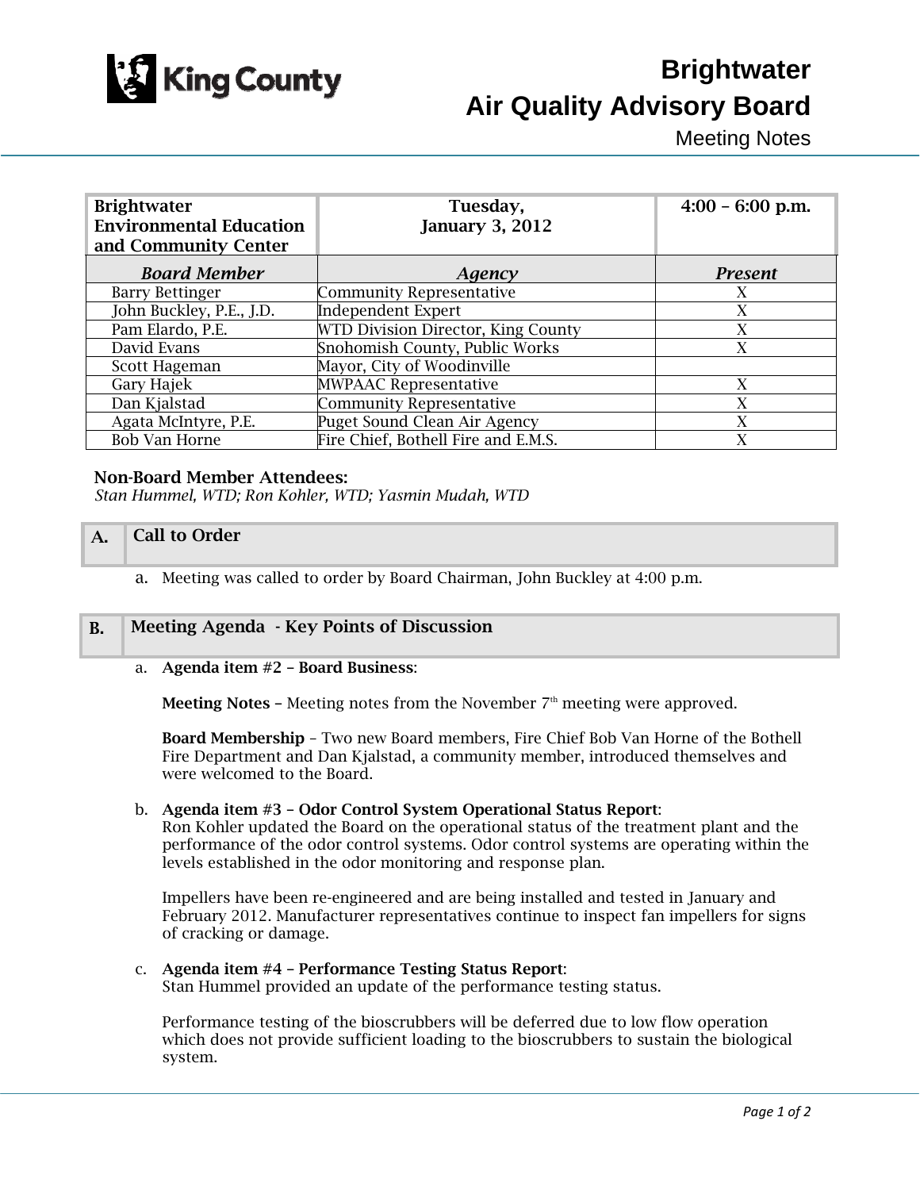# Brightwater Air Quality Advisory Board

## Meeting Notes

| Brightwater Environmental Education and Community Center | Tuesday, January 3, 2012 | 4:00 – 6:00 p.m. |
|---|---|---|
| ***Board Member*** | ***Agency*** | ***Present*** |
| Barry Bettinger | Community Representative | X |
| John Buckley, P.E., J.D. | Independent Expert | X |
| Pam Elardo, P.E. | WTD Division Director, King County | X |
| David Evans | Snohomish County, Public Works | X |
| Scott Hageman | Mayor, City of Woodinville | |
| Gary Hajek | MWPAAC Representative | X |
| Dan Kjalstad | Community Representative | X |
| Agata McIntyre, P.E. | Puget Sound Clean Air Agency | X |
| Bob Van Horne | Fire Chief, Bothell Fire and E.M.S. | X |

**Non-Board Member Attendees:**
*Stan Hummel, WTD; Ron Kohler, WTD; Yasmin Mudah, WTD*

## A. Call to Order

a. Meeting was called to order by Board Chairman, John Buckley at 4:00 p.m.

## B. Meeting Agenda - Key Points of Discussion

a. **Agenda item #2 – Board Business**:

**Meeting Notes** – Meeting notes from the November 7th meeting were approved.

**Board Membership** – Two new Board members, Fire Chief Bob Van Horne of the Bothell Fire Department and Dan Kjalstad, a community member, introduced themselves and were welcomed to the Board.

b. **Agenda item #3 – Odor Control System Operational Status Report**:
Ron Kohler updated the Board on the operational status of the treatment plant and the performance of the odor control systems. Odor control systems are operating within the levels established in the odor monitoring and response plan.

Impellers have been re-engineered and are being installed and tested in January and February 2012. Manufacturer representatives continue to inspect fan impellers for signs of cracking or damage.

c. **Agenda item #4 – Performance Testing Status Report**:
Stan Hummel provided an update of the performance testing status.

Performance testing of the bioscrubbers will be deferred due to low flow operation which does not provide sufficient loading to the bioscrubbers to sustain the biological system.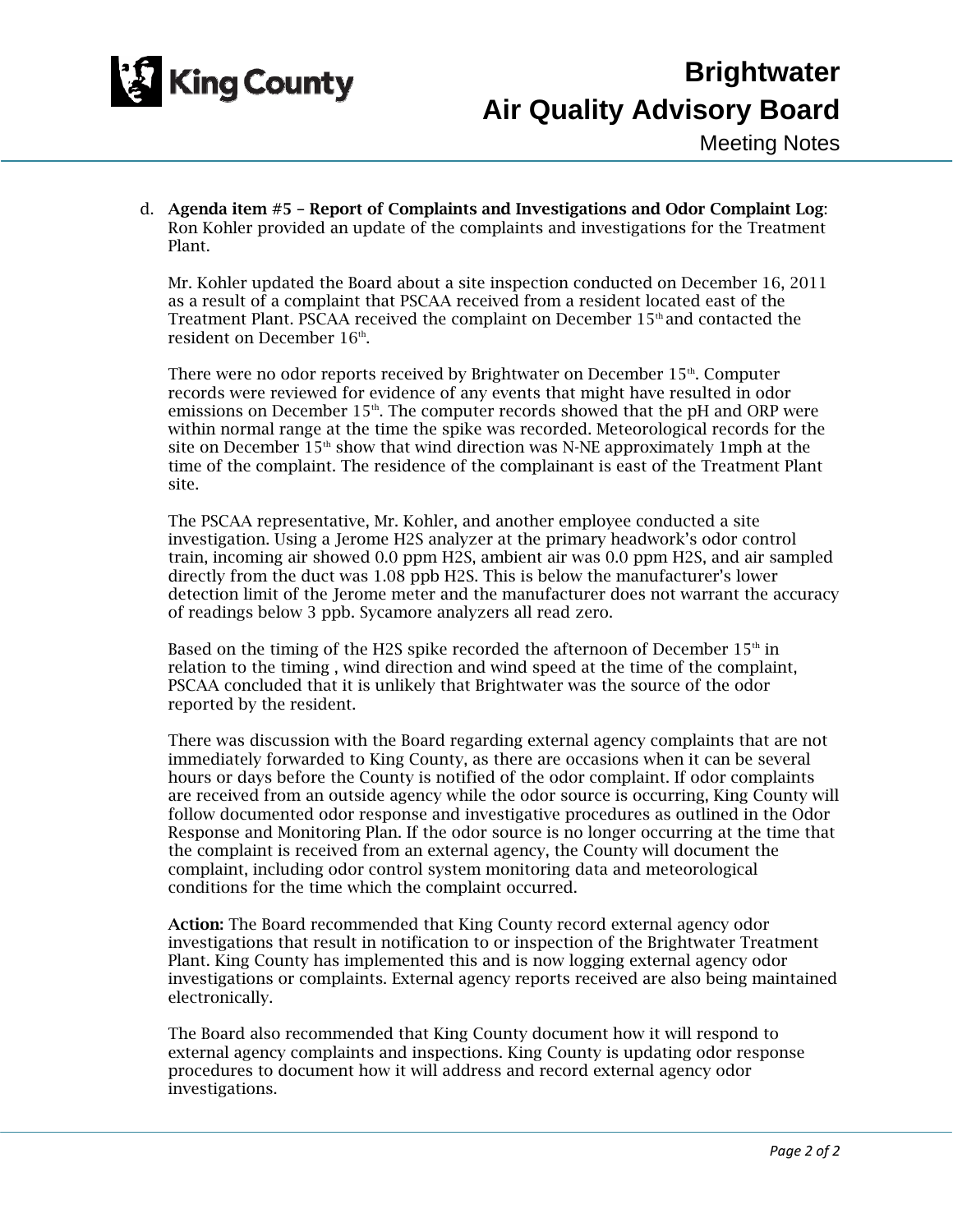d. **Agenda item #5 – Report of Complaints and Investigations and Odor Complaint Log**: Ron Kohler provided an update of the complaints and investigations for the Treatment Plant.

Mr. Kohler updated the Board about a site inspection conducted on December 16, 2011 as a result of a complaint that PSCAA received from a resident located east of the Treatment Plant. PSCAA received the complaint on December 15th and contacted the resident on December 16th.

There were no odor reports received by Brightwater on December 15th. Computer records were reviewed for evidence of any events that might have resulted in odor emissions on December 15th. The computer records showed that the pH and ORP were within normal range at the time the spike was recorded. Meteorological records for the site on December 15th show that wind direction was N-NE approximately 1mph at the time of the complaint. The residence of the complainant is east of the Treatment Plant site.

The PSCAA representative, Mr. Kohler, and another employee conducted a site investigation. Using a Jerome $H_2S$ analyzer at the primary headwork's odor control train, incoming air showed 0.0 ppm $H_2S$, ambient air was 0.0 ppm $H_2S$, and air sampled directly from the duct was 1.08 ppb $H_2S$. This is below the manufacturer's lower detection limit of the Jerome meter and the manufacturer does not warrant the accuracy of readings below 3 ppb. Sycamore analyzers all read zero.

Based on the timing of the $H_2S$ spike recorded the afternoon of December 15th in relation to the timing , wind direction and wind speed at the time of the complaint, PSCAA concluded that it is unlikely that Brightwater was the source of the odor reported by the resident.

There was discussion with the Board regarding external agency complaints that are not immediately forwarded to King County, as there are occasions when it can be several hours or days before the County is notified of the odor complaint. If odor complaints are received from an outside agency while the odor source is occurring, King County will follow documented odor response and investigative procedures as outlined in the Odor Response and Monitoring Plan. If the odor source is no longer occurring at the time that the complaint is received from an external agency, the County will document the complaint, including odor control system monitoring data and meteorological conditions for the time which the complaint occurred.

**Action:** The Board recommended that King County record external agency odor investigations that result in notification to or inspection of the Brightwater Treatment Plant. King County has implemented this and is now logging external agency odor investigations or complaints. External agency reports received are also being maintained electronically.

The Board also recommended that King County document how it will respond to external agency complaints and inspections. King County is updating odor response procedures to document how it will address and record external agency odor investigations.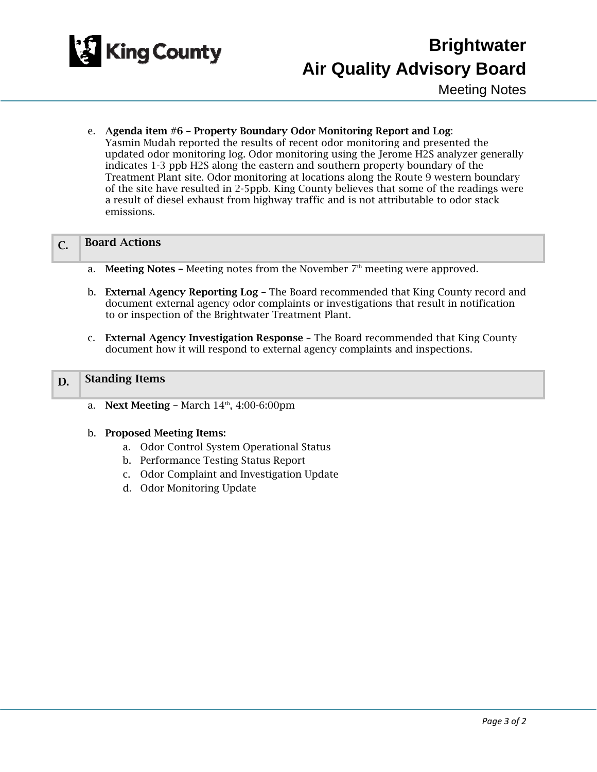e. **Agenda item #6 – Property Boundary Odor Monitoring Report and Log**: Yasmin Mudah reported the results of recent odor monitoring and presented the updated odor monitoring log. Odor monitoring using the Jerome H2S analyzer generally indicates 1-3 ppb H2S along the eastern and southern property boundary of the Treatment Plant site. Odor monitoring at locations along the Route 9 western boundary of the site have resulted in 2-5ppb. King County believes that some of the readings were a result of diesel exhaust from highway traffic and is not attributable to odor stack emissions.

## C. Board Actions

a. **Meeting Notes** – Meeting notes from the November 7th meeting were approved.

b. **External Agency Reporting Log** – The Board recommended that King County record and document external agency odor complaints or investigations that result in notification to or inspection of the Brightwater Treatment Plant.

c. **External Agency Investigation Response** – The Board recommended that King County document how it will respond to external agency complaints and inspections.

## D. Standing Items

a. **Next Meeting** – March 14th, 4:00-6:00pm

b. **Proposed Meeting Items:**

   a. Odor Control System Operational Status
   b. Performance Testing Status Report
   c. Odor Complaint and Investigation Update
   d. Odor Monitoring Update